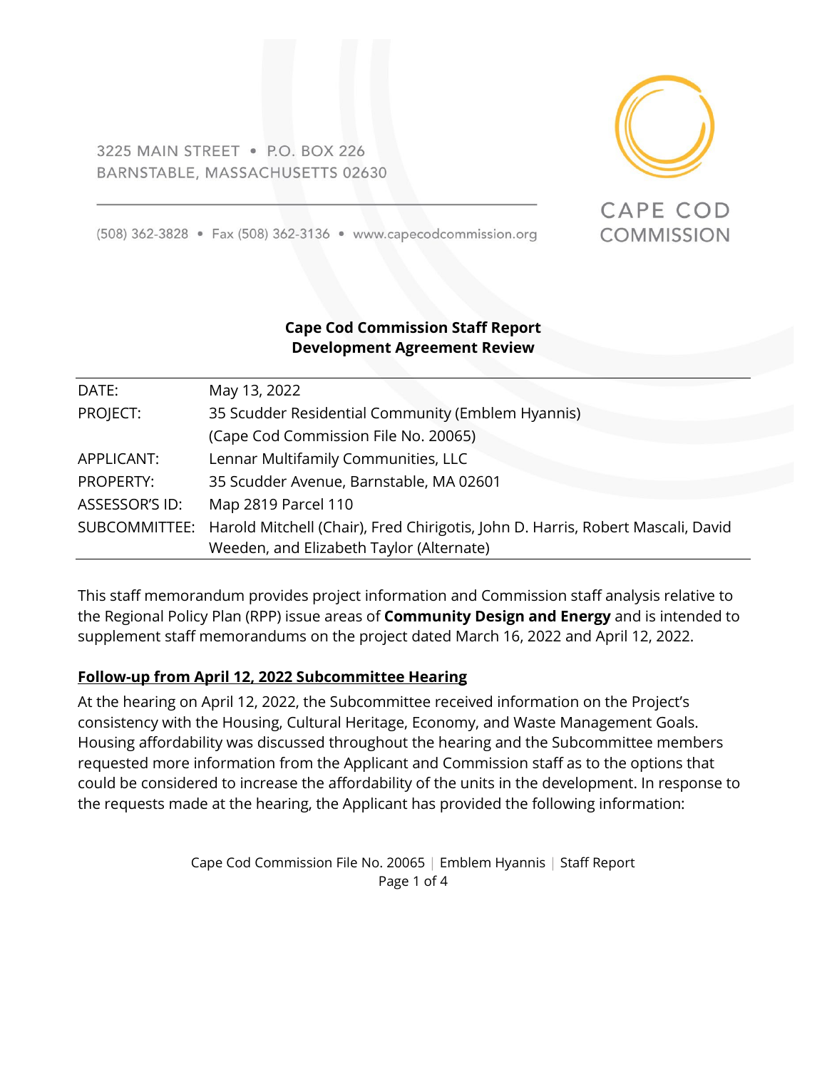3225 MAIN STREET • P.O. BOX 226
BARNSTABLE, MASSACHUSETTS 02630

(508) 362-3828 • Fax (508) 362-3136 • www.capecodcommission.org

CAPE COD COMMISSION

**Cape Cod Commission Staff Report**
**Development Agreement Review**

| | |
|---|---|
| DATE: | May 13, 2022 |
| PROJECT: | 35 Scudder Residential Community (Emblem Hyannis) (Cape Cod Commission File No. 20065) |
| APPLICANT: | Lennar Multifamily Communities, LLC |
| PROPERTY: | 35 Scudder Avenue, Barnstable, MA 02601 |
| ASSESSOR'S ID: | Map 2819 Parcel 110 |
| SUBCOMMITTEE: | Harold Mitchell (Chair), Fred Chirigotis, John D. Harris, Robert Mascali, David Weeden, and Elizabeth Taylor (Alternate) |

This staff memorandum provides project information and Commission staff analysis relative to the Regional Policy Plan (RPP) issue areas of **Community Design and Energy** and is intended to supplement staff memorandums on the project dated March 16, 2022 and April 12, 2022.

## Follow-up from April 12, 2022 Subcommittee Hearing

At the hearing on April 12, 2022, the Subcommittee received information on the Project's consistency with the Housing, Cultural Heritage, Economy, and Waste Management Goals. Housing affordability was discussed throughout the hearing and the Subcommittee members requested more information from the Applicant and Commission staff as to the options that could be considered to increase the affordability of the units in the development. In response to the requests made at the hearing, the Applicant has provided the following information: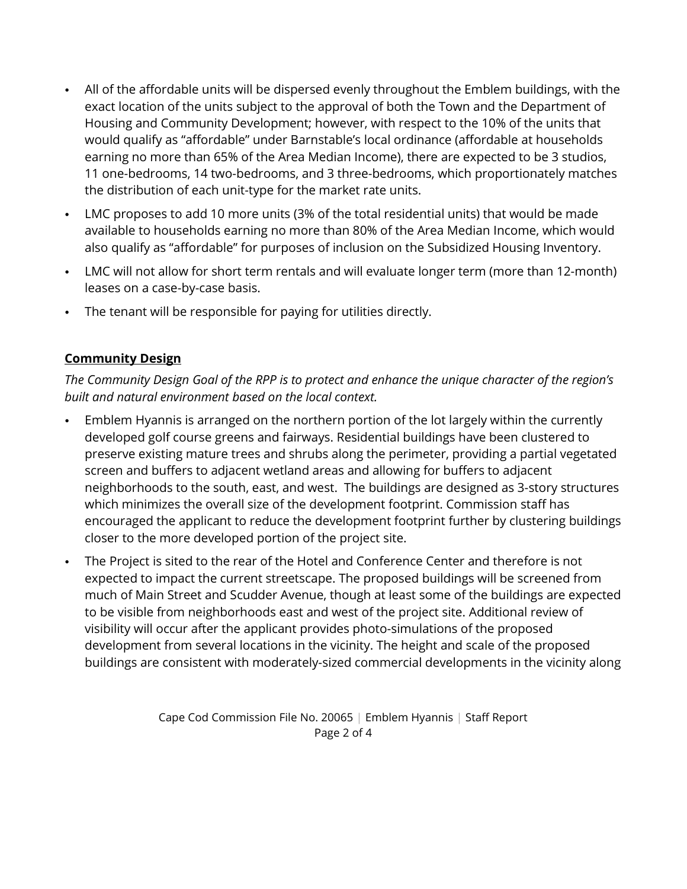- All of the affordable units will be dispersed evenly throughout the Emblem buildings, with the exact location of the units subject to the approval of both the Town and the Department of Housing and Community Development; however, with respect to the 10% of the units that would qualify as "affordable" under Barnstable's local ordinance (affordable at households earning no more than 65% of the Area Median Income), there are expected to be 3 studios, 11 one-bedrooms, 14 two-bedrooms, and 3 three-bedrooms, which proportionately matches the distribution of each unit-type for the market rate units.
- LMC proposes to add 10 more units (3% of the total residential units) that would be made available to households earning no more than 80% of the Area Median Income, which would also qualify as "affordable" for purposes of inclusion on the Subsidized Housing Inventory.
- LMC will not allow for short term rentals and will evaluate longer term (more than 12-month) leases on a case-by-case basis.
- The tenant will be responsible for paying for utilities directly.

**Community Design**

*The Community Design Goal of the RPP is to protect and enhance the unique character of the region's built and natural environment based on the local context.*

- Emblem Hyannis is arranged on the northern portion of the lot largely within the currently developed golf course greens and fairways. Residential buildings have been clustered to preserve existing mature trees and shrubs along the perimeter, providing a partial vegetated screen and buffers to adjacent wetland areas and allowing for buffers to adjacent neighborhoods to the south, east, and west. The buildings are designed as 3-story structures which minimizes the overall size of the development footprint. Commission staff has encouraged the applicant to reduce the development footprint further by clustering buildings closer to the more developed portion of the project site.
- The Project is sited to the rear of the Hotel and Conference Center and therefore is not expected to impact the current streetscape. The proposed buildings will be screened from much of Main Street and Scudder Avenue, though at least some of the buildings are expected to be visible from neighborhoods east and west of the project site. Additional review of visibility will occur after the applicant provides photo-simulations of the proposed development from several locations in the vicinity. The height and scale of the proposed buildings are consistent with moderately-sized commercial developments in the vicinity along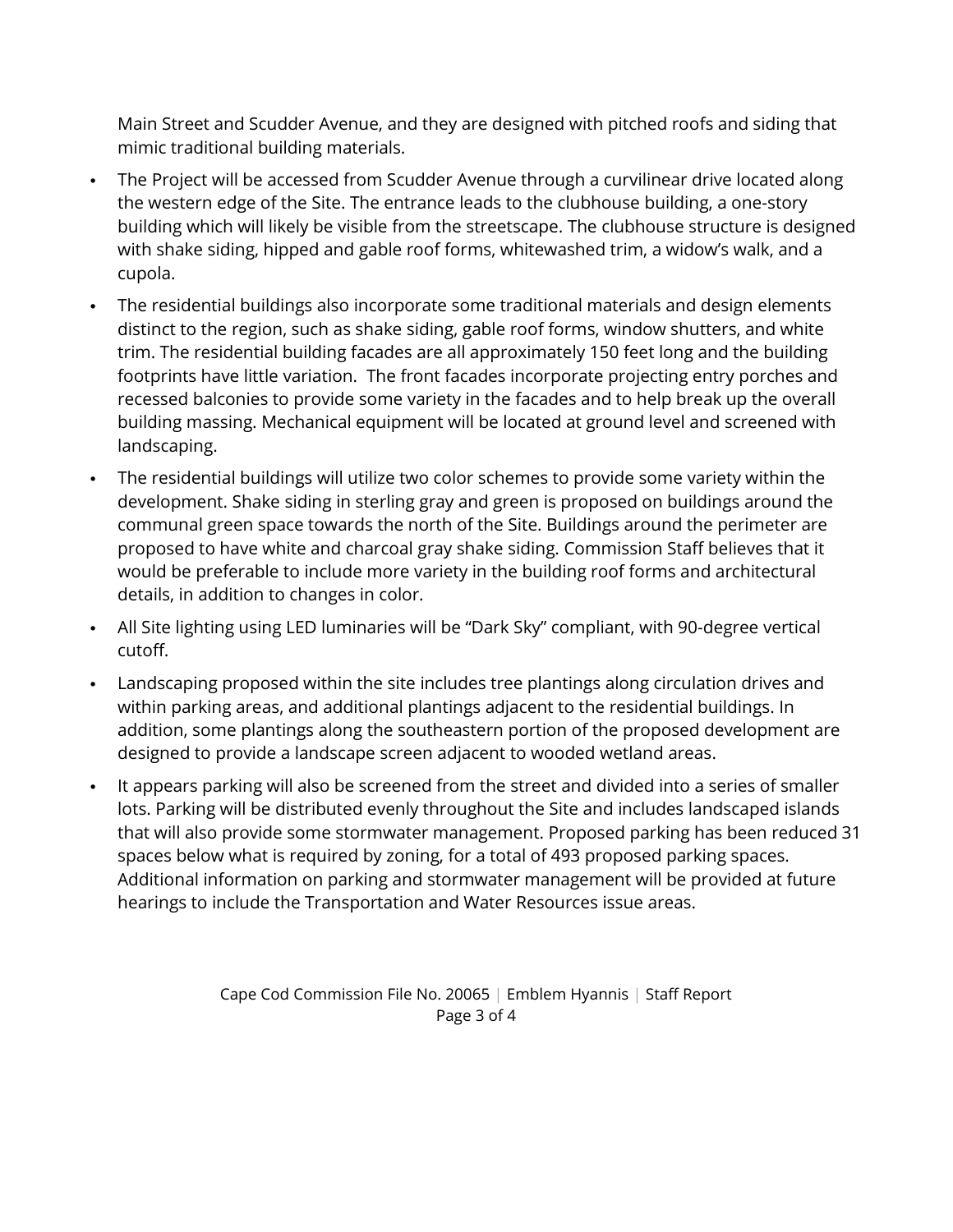Main Street and Scudder Avenue, and they are designed with pitched roofs and siding that mimic traditional building materials.

- The Project will be accessed from Scudder Avenue through a curvilinear drive located along the western edge of the Site. The entrance leads to the clubhouse building, a one-story building which will likely be visible from the streetscape. The clubhouse structure is designed with shake siding, hipped and gable roof forms, whitewashed trim, a widow's walk, and a cupola.
- The residential buildings also incorporate some traditional materials and design elements distinct to the region, such as shake siding, gable roof forms, window shutters, and white trim. The residential building facades are all approximately 150 feet long and the building footprints have little variation. The front facades incorporate projecting entry porches and recessed balconies to provide some variety in the facades and to help break up the overall building massing. Mechanical equipment will be located at ground level and screened with landscaping.
- The residential buildings will utilize two color schemes to provide some variety within the development. Shake siding in sterling gray and green is proposed on buildings around the communal green space towards the north of the Site. Buildings around the perimeter are proposed to have white and charcoal gray shake siding. Commission Staff believes that it would be preferable to include more variety in the building roof forms and architectural details, in addition to changes in color.
- All Site lighting using LED luminaries will be "Dark Sky" compliant, with 90-degree vertical cutoff.
- Landscaping proposed within the site includes tree plantings along circulation drives and within parking areas, and additional plantings adjacent to the residential buildings. In addition, some plantings along the southeastern portion of the proposed development are designed to provide a landscape screen adjacent to wooded wetland areas.
- It appears parking will also be screened from the street and divided into a series of smaller lots. Parking will be distributed evenly throughout the Site and includes landscaped islands that will also provide some stormwater management. Proposed parking has been reduced 31 spaces below what is required by zoning, for a total of 493 proposed parking spaces. Additional information on parking and stormwater management will be provided at future hearings to include the Transportation and Water Resources issue areas.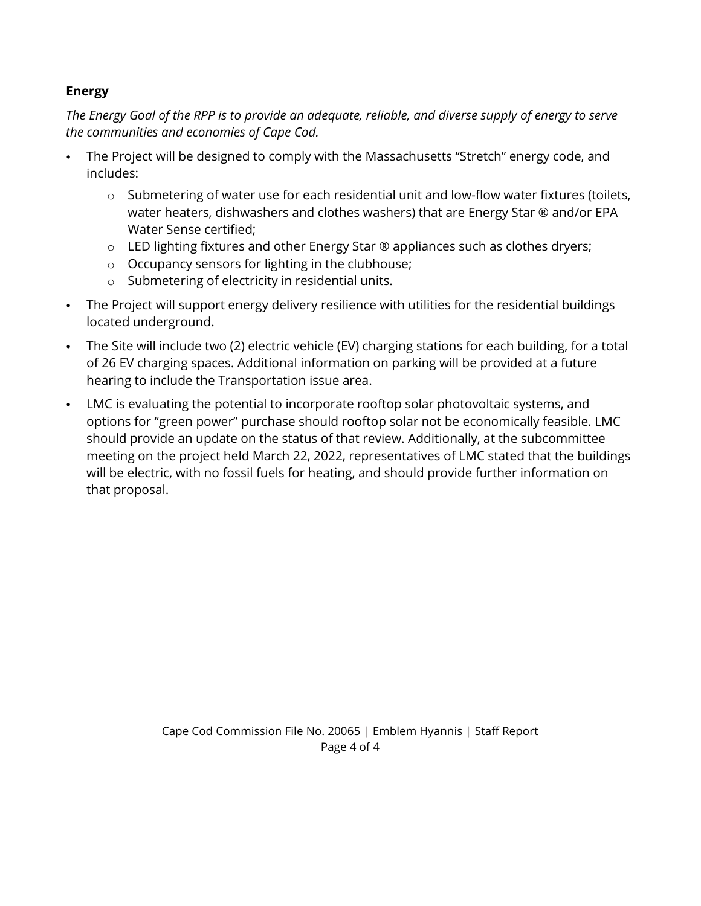## **Energy**

*The Energy Goal of the RPP is to provide an adequate, reliable, and diverse supply of energy to serve the communities and economies of Cape Cod.*

- The Project will be designed to comply with the Massachusetts "Stretch" energy code, and includes:
  - Submetering of water use for each residential unit and low-flow water fixtures (toilets, water heaters, dishwashers and clothes washers) that are Energy Star ® and/or EPA Water Sense certified;
  - LED lighting fixtures and other Energy Star ® appliances such as clothes dryers;
  - Occupancy sensors for lighting in the clubhouse;
  - Submetering of electricity in residential units.
- The Project will support energy delivery resilience with utilities for the residential buildings located underground.
- The Site will include two (2) electric vehicle (EV) charging stations for each building, for a total of 26 EV charging spaces. Additional information on parking will be provided at a future hearing to include the Transportation issue area.
- LMC is evaluating the potential to incorporate rooftop solar photovoltaic systems, and options for "green power" purchase should rooftop solar not be economically feasible. LMC should provide an update on the status of that review. Additionally, at the subcommittee meeting on the project held March 22, 2022, representatives of LMC stated that the buildings will be electric, with no fossil fuels for heating, and should provide further information on that proposal.